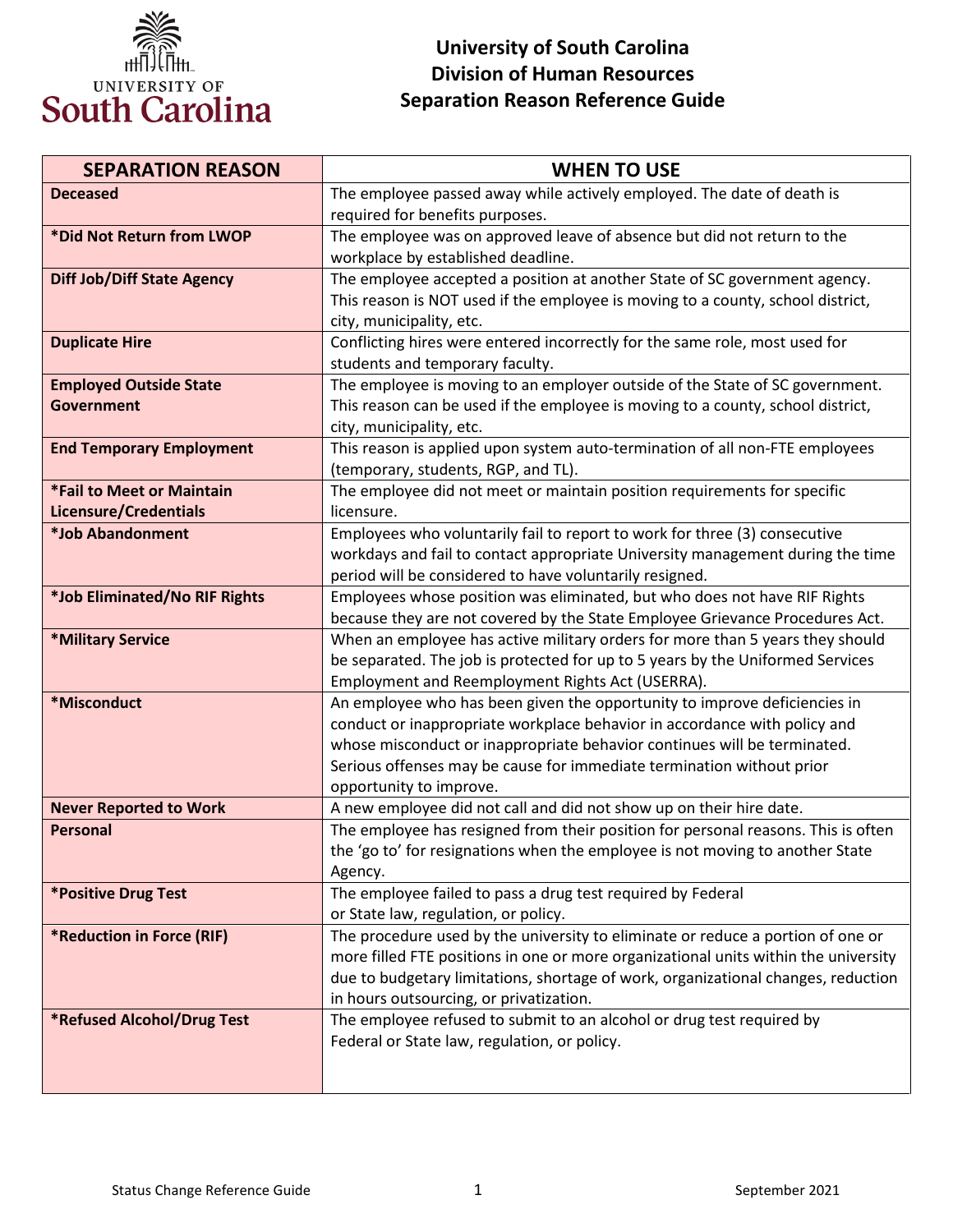# University of South Carolina
## Division of Human Resources
## Separation Reason Reference Guide

| SEPARATION REASON | WHEN TO USE |
|---|---|
| **Deceased** | The employee passed away while actively employed. The date of death is required for benefits purposes. |
| ***Did Not Return from LWOP** | The employee was on approved leave of absence but did not return to the workplace by established deadline. |
| **Diff Job/Diff State Agency** | The employee accepted a position at another State of SC government agency. This reason is NOT used if the employee is moving to a county, school district, city, municipality, etc. |
| **Duplicate Hire** | Conflicting hires were entered incorrectly for the same role, most used for students and temporary faculty. |
| **Employed Outside State Government** | The employee is moving to an employer outside of the State of SC government. This reason can be used if the employee is moving to a county, school district, city, municipality, etc. |
| **End Temporary Employment** | This reason is applied upon system auto-termination of all non-FTE employees (temporary, students, RGP, and TL). |
| ***Fail to Meet or Maintain Licensure/Credentials** | The employee did not meet or maintain position requirements for specific licensure. |
| ***Job Abandonment** | Employees who voluntarily fail to report to work for three (3) consecutive workdays and fail to contact appropriate University management during the time period will be considered to have voluntarily resigned. |
| ***Job Eliminated/No RIF Rights** | Employees whose position was eliminated, but who does not have RIF Rights because they are not covered by the State Employee Grievance Procedures Act. |
| ***Military Service** | When an employee has active military orders for more than 5 years they should be separated. The job is protected for up to 5 years by the Uniformed Services Employment and Reemployment Rights Act (USERRA). |
| ***Misconduct** | An employee who has been given the opportunity to improve deficiencies in conduct or inappropriate workplace behavior in accordance with policy and whose misconduct or inappropriate behavior continues will be terminated. Serious offenses may be cause for immediate termination without prior opportunity to improve. |
| **Never Reported to Work** | A new employee did not call and did not show up on their hire date. |
| **Personal** | The employee has resigned from their position for personal reasons. This is often the 'go to' for resignations when the employee is not moving to another State Agency. |
| ***Positive Drug Test** | The employee failed to pass a drug test required by Federal or State law, regulation, or policy. |
| ***Reduction in Force (RIF)** | The procedure used by the university to eliminate or reduce a portion of one or more filled FTE positions in one or more organizational units within the university due to budgetary limitations, shortage of work, organizational changes, reduction in hours outsourcing, or privatization. |
| ***Refused Alcohol/Drug Test** | The employee refused to submit to an alcohol or drug test required by Federal or State law, regulation, or policy. |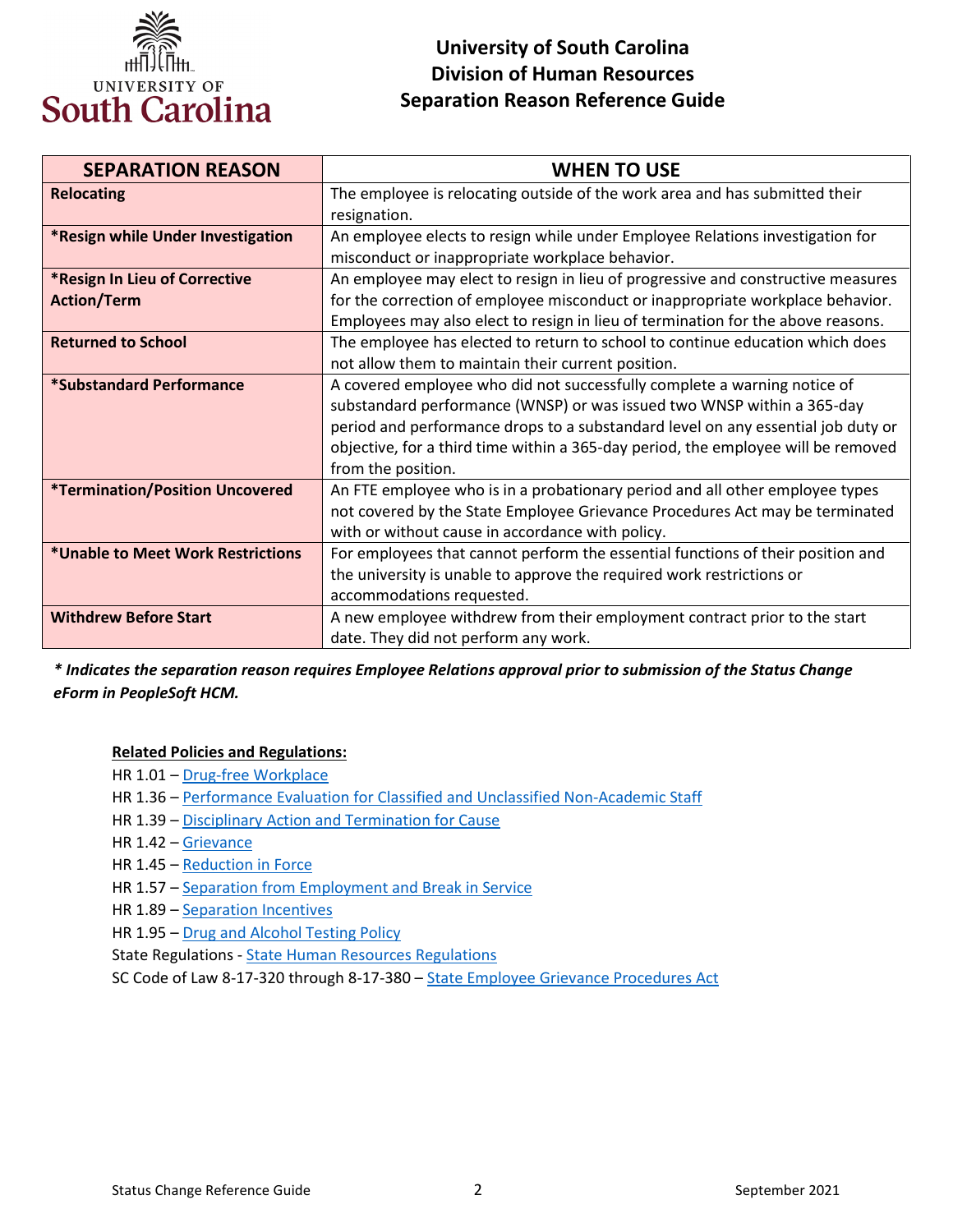# University of South Carolina
## Division of Human Resources
## Separation Reason Reference Guide

| SEPARATION REASON | WHEN TO USE |
|---|---|
| **Relocating** | The employee is relocating outside of the work area and has submitted their resignation. |
| ***Resign while Under Investigation** | An employee elects to resign while under Employee Relations investigation for misconduct or inappropriate workplace behavior. |
| ***Resign In Lieu of Corrective Action/Term** | An employee may elect to resign in lieu of progressive and constructive measures for the correction of employee misconduct or inappropriate workplace behavior. Employees may also elect to resign in lieu of termination for the above reasons. |
| **Returned to School** | The employee has elected to return to school to continue education which does not allow them to maintain their current position. |
| ***Substandard Performance** | A covered employee who did not successfully complete a warning notice of substandard performance (WNSP) or was issued two WNSP within a 365-day period and performance drops to a substandard level on any essential job duty or objective, for a third time within a 365-day period, the employee will be removed from the position. |
| ***Termination/Position Uncovered** | An FTE employee who is in a probationary period and all other employee types not covered by the State Employee Grievance Procedures Act may be terminated with or without cause in accordance with policy. |
| ***Unable to Meet Work Restrictions** | For employees that cannot perform the essential functions of their position and the university is unable to approve the required work restrictions or accommodations requested. |
| **Withdrew Before Start** | A new employee withdrew from their employment contract prior to the start date. They did not perform any work. |

***\* Indicates the separation reason requires Employee Relations approval prior to submission of the Status Change eForm in PeopleSoft HCM.***

**Related Policies and Regulations:**

HR 1.01 – Drug-free Workplace
HR 1.36 – Performance Evaluation for Classified and Unclassified Non-Academic Staff
HR 1.39 – Disciplinary Action and Termination for Cause
HR 1.42 – Grievance
HR 1.45 – Reduction in Force
HR 1.57 – Separation from Employment and Break in Service
HR 1.89 – Separation Incentives
HR 1.95 – Drug and Alcohol Testing Policy
State Regulations - State Human Resources Regulations
SC Code of Law 8-17-320 through 8-17-380 – State Employee Grievance Procedures Act